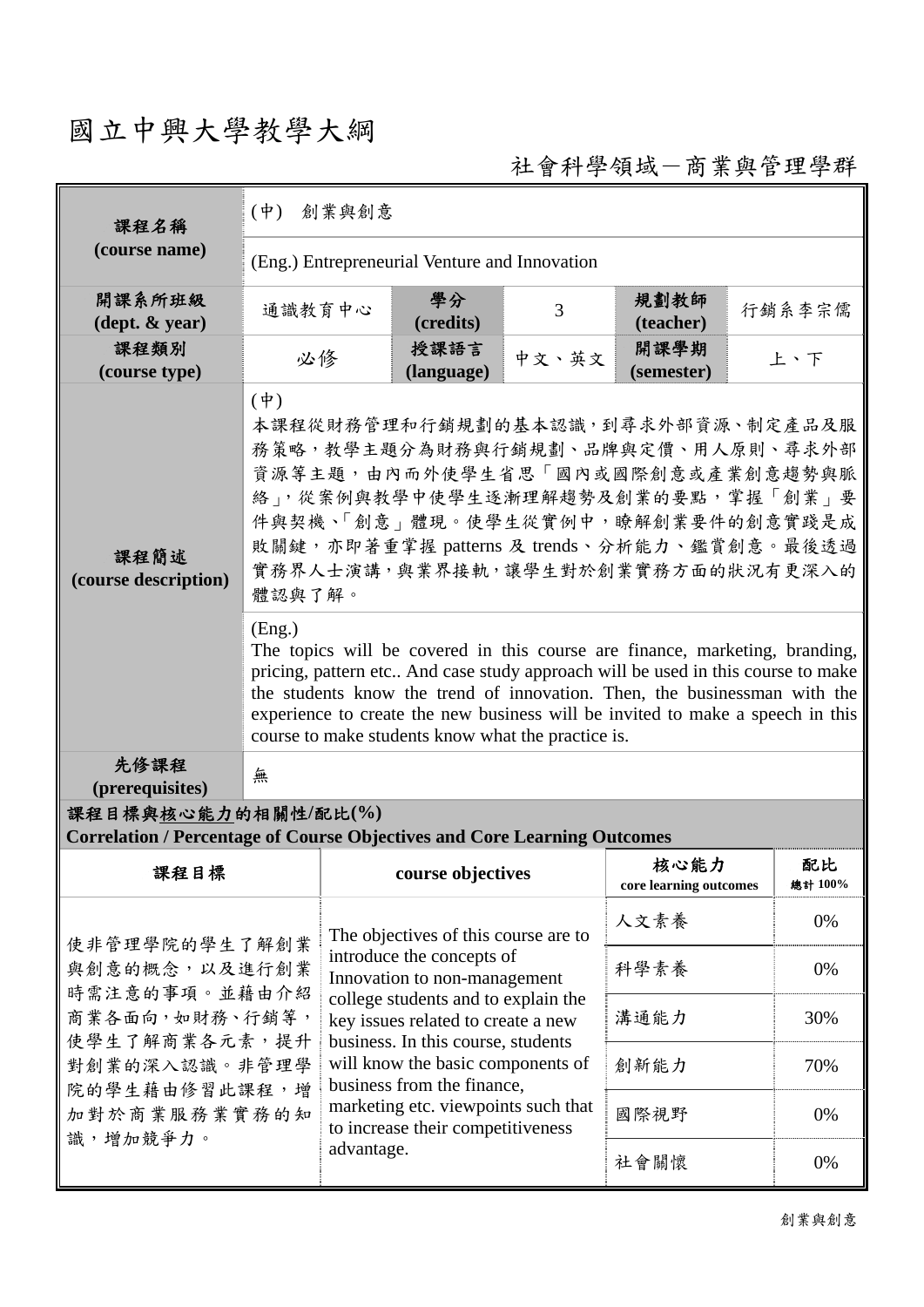# 國立中興大學教學大綱

社會科學領域－商業與管理學群

| 課程名稱 (course name) | (中) 創業與創意 | | | | |
|---|---|---|---|---|---|
| | (Eng.) Entrepreneurial Venture and Innovation | | | | |
| 開課系所班級 (dept. & year) | 通識教育中心 | 學分 (credits) | 3 | 規劃教師 (teacher) | 行銷系李宗儒 |
| 課程類別 (course type) | 必修 | 授課語言 (language) | 中文、英文 | 開課學期 (semester) | 上、下 |
| 課程簡述 (course description) | (中)<br>本課程從財務管理和行銷規劃的基本認識，到尋求外部資源、制定產品及服務策略，教學主題分為財務與行銷規劃、品牌與定價、用人原則、尋求外部資源等主題，由內而外使學生省思「國內或國際創意或產業創意趨勢與脈絡」，從案例與教學中使學生逐漸理解趨勢及創業的要點，掌握「創業」要件與契機、「創意」體現。使學生從實例中，瞭解創業要件的創意實踐是成敗關鍵，亦即著重掌握 patterns 及 trends、分析能力、鑑賞創意。最後透過實務界人士演講，與業界接軌，讓學生對於創業實務方面的狀況有更深入的體認與了解。 | | | | |
| | (Eng.)<br>The topics will be covered in this course are finance, marketing, branding, pricing, pattern etc.. And case study approach will be used in this course to make the students know the trend of innovation. Then, the businessman with the experience to create the new business will be invited to make a speech in this course to make students know what the practice is. | | | | |
| 先修課程 (prerequisites) | 無 | | | | |

**課程目標與核心能力的相關性/配比(%)**
**Correlation / Percentage of Course Objectives and Core Learning Outcomes**

| 課程目標 | course objectives | 核心能力 core learning outcomes | 配比 總計 100% |
|---|---|---|---|
| 使非管理學院的學生了解創業與創意的概念，以及進行創業時需注意的事項。並藉由介紹商業各面向，如財務、行銷等，使學生了解商業各元素，提升對創業的深入認識。非管理學院的學生藉由修習此課程，增加對於商業服務業實務的知識，增加競爭力。 | The objectives of this course are to introduce the concepts of Innovation to non-management college students and to explain the key issues related to create a new business. In this course, students will know the basic components of business from the finance, marketing etc. viewpoints such that to increase their competitiveness advantage. | 人文素養 | 0% |
| | | 科學素養 | 0% |
| | | 溝通能力 | 30% |
| | | 創新能力 | 70% |
| | | 國際視野 | 0% |
| | | 社會關懷 | 0% |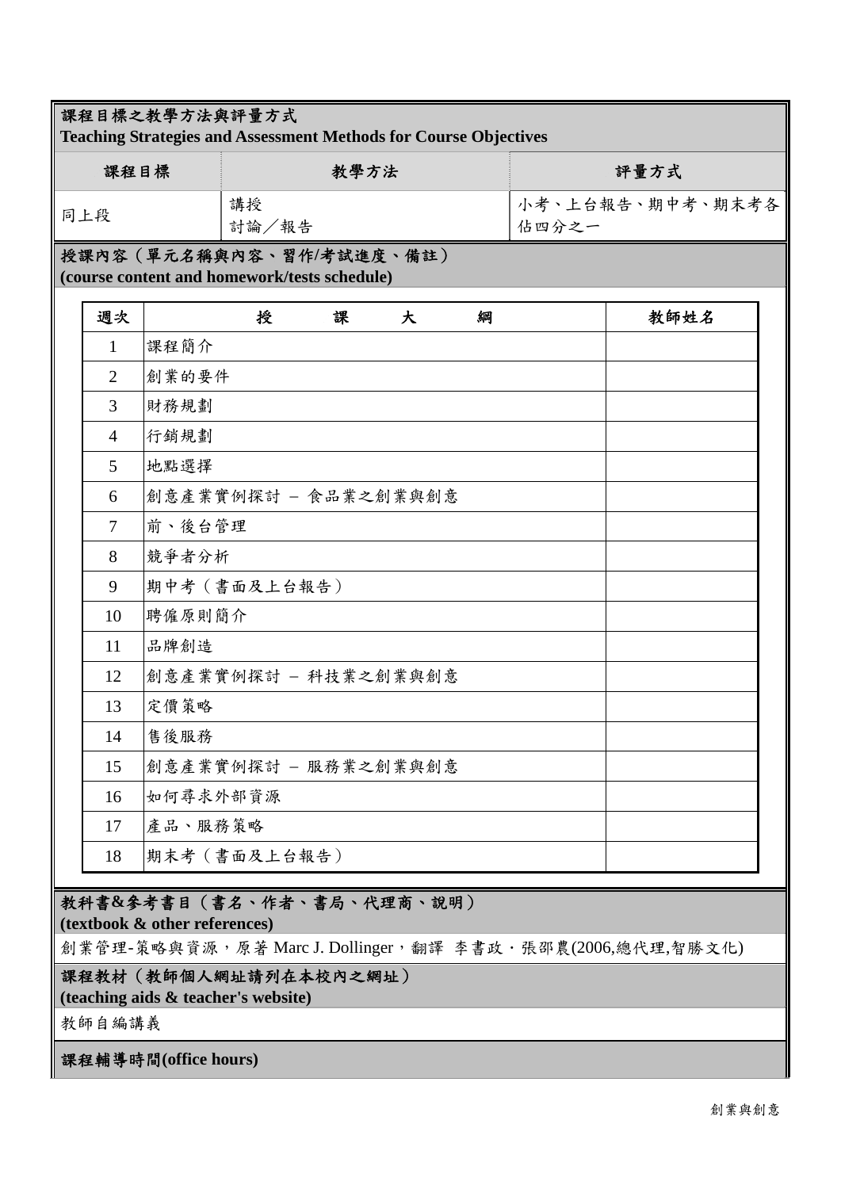## 課程目標之教學方法與評量方式
**Teaching Strategies and Assessment Methods for Course Objectives**

| 課程目標 | 教學方法 | 評量方式 |
|---|---|---|
| 同上段 | 講授<br>討論／報告 | 小考、上台報告、期中考、期末考各佔四分之一 |

## 授課內容（單元名稱與內容、習作/考試進度、備註）
**(course content and homework/tests schedule)**

| 週次 | 授　課　大　綱 | 教師姓名 |
|---|---|---|
| 1 | 課程簡介 | |
| 2 | 創業的要件 | |
| 3 | 財務規劃 | |
| 4 | 行銷規劃 | |
| 5 | 地點選擇 | |
| 6 | 創意產業實例探討 – 食品業之創業與創意 | |
| 7 | 前、後台管理 | |
| 8 | 競爭者分析 | |
| 9 | 期中考（書面及上台報告） | |
| 10 | 聘僱原則簡介 | |
| 11 | 品牌創造 | |
| 12 | 創意產業實例探討 – 科技業之創業與創意 | |
| 13 | 定價策略 | |
| 14 | 售後服務 | |
| 15 | 創意產業實例探討 – 服務業之創業與創意 | |
| 16 | 如何尋求外部資源 | |
| 17 | 產品、服務策略 | |
| 18 | 期末考（書面及上台報告） | |

## 教科書&參考書目（書名、作者、書局、代理商、說明）
**(textbook & other references)**

創業管理-策略與資源，原著 Marc J. Dollinger，翻譯 李書政・張邵農(2006,總代理,智勝文化)

## 課程教材（教師個人網址請列在本校內之網址）
**(teaching aids & teacher's website)**

教師自編講義

## 課程輔導時間(office hours)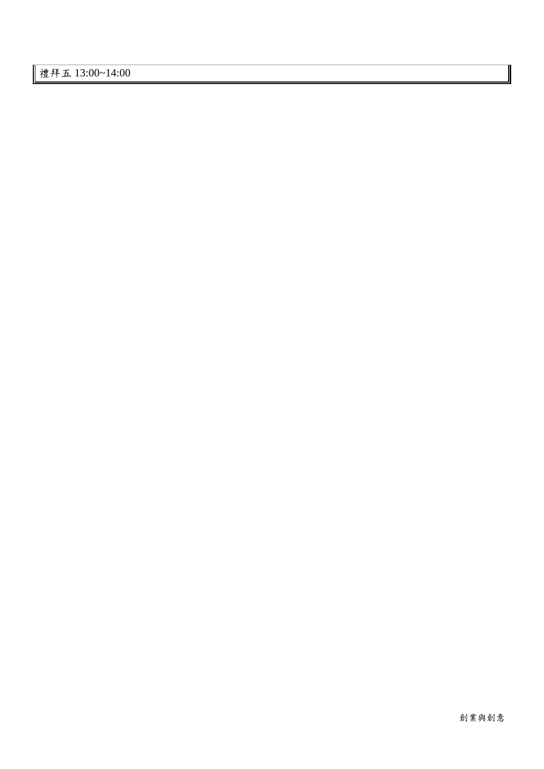| |
| --- |
| 禮拜五 13:00~14:00 |